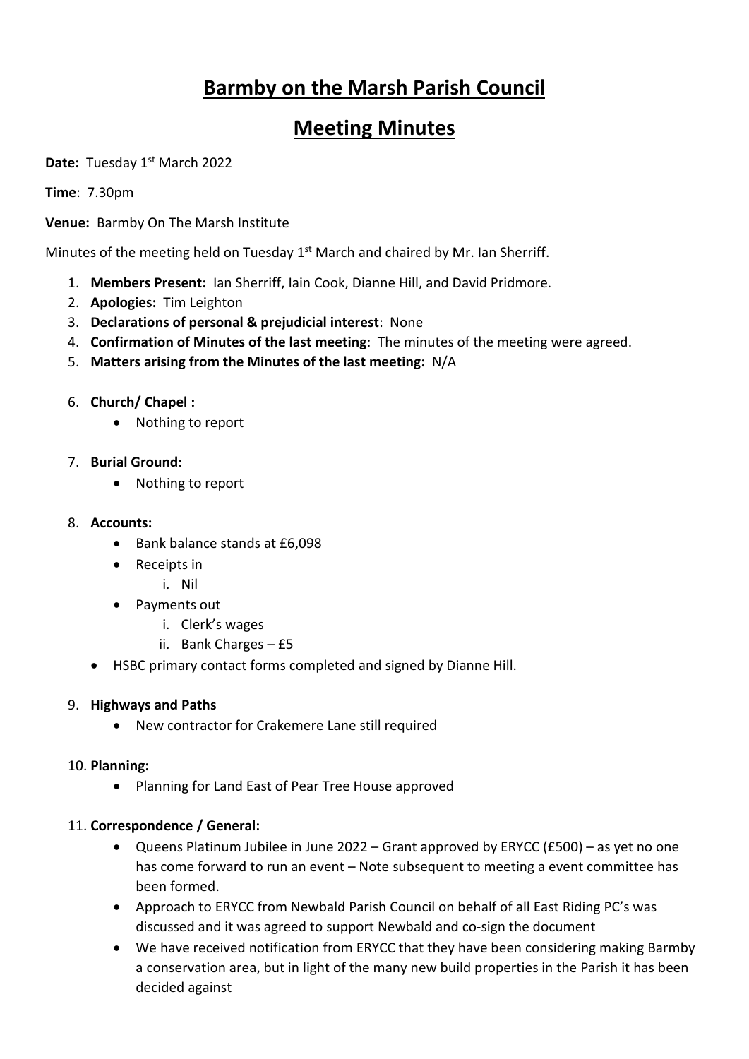# Barmby on the Marsh Parish Council

# Meeting Minutes

**Date:** Tuesday 1st March 2022

**Time**: 7.30pm

**Venue:** Barmby On The Marsh Institute

Minutes of the meeting held on Tuesday 1st March and chaired by Mr. Ian Sherriff.

1. **Members Present:** Ian Sherriff, Iain Cook, Dianne Hill, and David Pridmore.
2. **Apologies:** Tim Leighton
3. **Declarations of personal & prejudicial interest**: None
4. **Confirmation of Minutes of the last meeting**: The minutes of the meeting were agreed.
5. **Matters arising from the Minutes of the last meeting:** N/A
6. **Church/ Chapel :**
   - Nothing to report
7. **Burial Ground:**
   - Nothing to report
8. **Accounts:**
   - Bank balance stands at £6,098
   - Receipts in
     i. Nil
   - Payments out
     i. Clerk's wages
     ii. Bank Charges – £5
   - HSBC primary contact forms completed and signed by Dianne Hill.
9. **Highways and Paths**
   - New contractor for Crakemere Lane still required
10. **Planning:**
    - Planning for Land East of Pear Tree House approved
11. **Correspondence / General:**
    - Queens Platinum Jubilee in June 2022 – Grant approved by ERYCC (£500) – as yet no one has come forward to run an event – Note subsequent to meeting a event committee has been formed.
    - Approach to ERYCC from Newbald Parish Council on behalf of all East Riding PC's was discussed and it was agreed to support Newbald and co-sign the document
    - We have received notification from ERYCC that they have been considering making Barmby a conservation area, but in light of the many new build properties in the Parish it has been decided against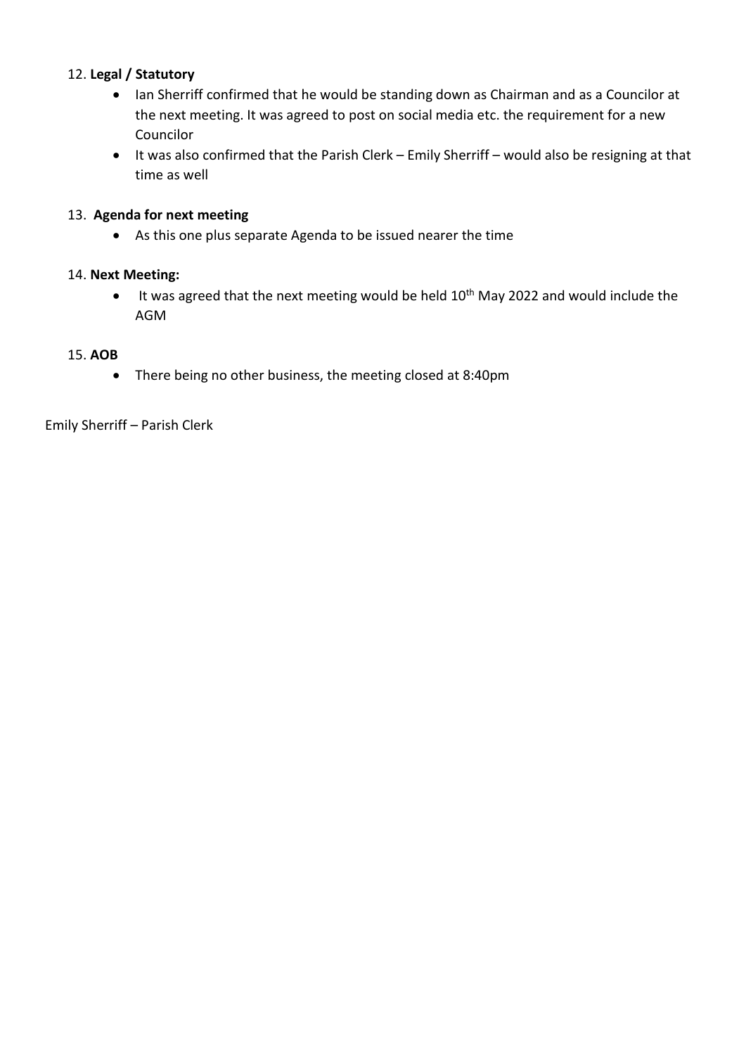12. **Legal / Statutory**
    - Ian Sherriff confirmed that he would be standing down as Chairman and as a Councilor at the next meeting. It was agreed to post on social media etc. the requirement for a new Councilor
    - It was also confirmed that the Parish Clerk – Emily Sherriff – would also be resigning at that time as well

13. **Agenda for next meeting**
    - As this one plus separate Agenda to be issued nearer the time

14. **Next Meeting:**
    - It was agreed that the next meeting would be held 10th May 2022 and would include the AGM

15. **AOB**
    - There being no other business, the meeting closed at 8:40pm

Emily Sherriff – Parish Clerk